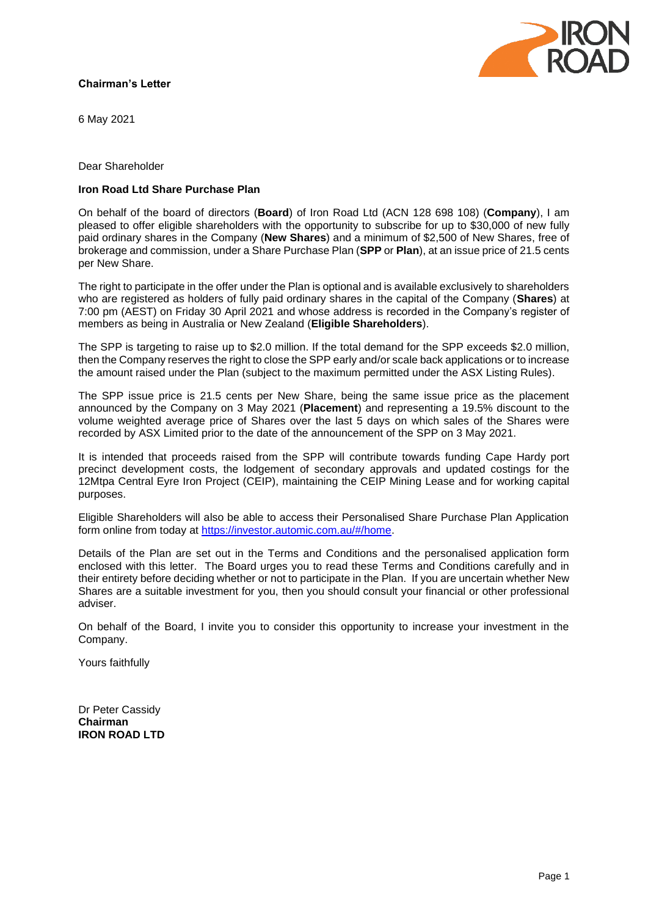**Chairman's Letter**

6 May 2021

Dear Shareholder

**Iron Road Ltd Share Purchase Plan**

On behalf of the board of directors (**Board**) of Iron Road Ltd (ACN 128 698 108) (**Company**), I am pleased to offer eligible shareholders with the opportunity to subscribe for up to $30,000 of new fully paid ordinary shares in the Company (**New Shares**) and a minimum of $2,500 of New Shares, free of brokerage and commission, under a Share Purchase Plan (**SPP** or **Plan**), at an issue price of 21.5 cents per New Share.

The right to participate in the offer under the Plan is optional and is available exclusively to shareholders who are registered as holders of fully paid ordinary shares in the capital of the Company (**Shares**) at 7:00 pm (AEST) on Friday 30 April 2021 and whose address is recorded in the Company's register of members as being in Australia or New Zealand (**Eligible Shareholders**).

The SPP is targeting to raise up to $2.0 million. If the total demand for the SPP exceeds $2.0 million, then the Company reserves the right to close the SPP early and/or scale back applications or to increase the amount raised under the Plan (subject to the maximum permitted under the ASX Listing Rules).

The SPP issue price is 21.5 cents per New Share, being the same issue price as the placement announced by the Company on 3 May 2021 (**Placement**) and representing a 19.5% discount to the volume weighted average price of Shares over the last 5 days on which sales of the Shares were recorded by ASX Limited prior to the date of the announcement of the SPP on 3 May 2021.

It is intended that proceeds raised from the SPP will contribute towards funding Cape Hardy port precinct development costs, the lodgement of secondary approvals and updated costings for the 12Mtpa Central Eyre Iron Project (CEIP), maintaining the CEIP Mining Lease and for working capital purposes.

Eligible Shareholders will also be able to access their Personalised Share Purchase Plan Application form online from today at https://investor.automic.com.au/#/home.

Details of the Plan are set out in the Terms and Conditions and the personalised application form enclosed with this letter. The Board urges you to read these Terms and Conditions carefully and in their entirety before deciding whether or not to participate in the Plan. If you are uncertain whether New Shares are a suitable investment for you, then you should consult your financial or other professional adviser.

On behalf of the Board, I invite you to consider this opportunity to increase your investment in the Company.

Yours faithfully

Dr Peter Cassidy
**Chairman**
**IRON ROAD LTD**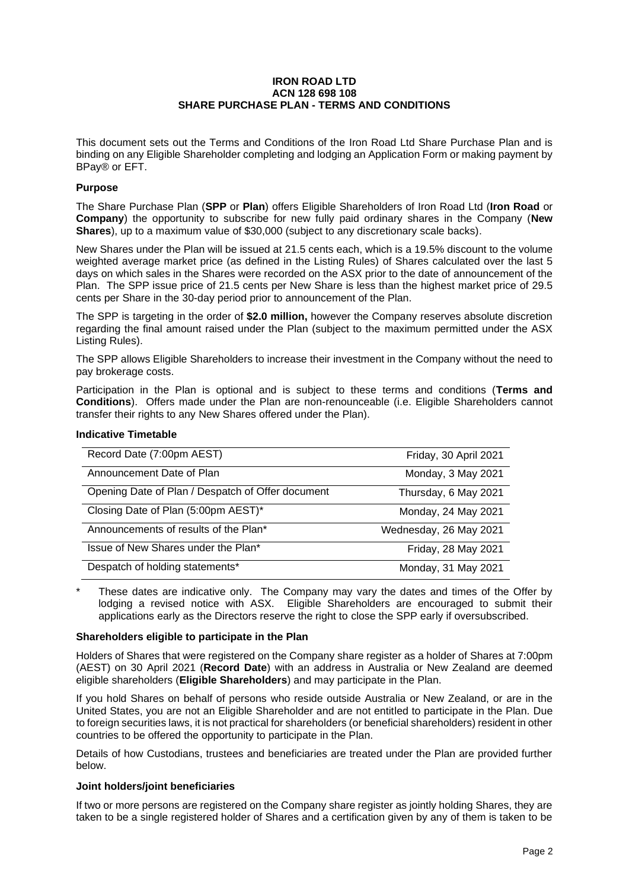**IRON ROAD LTD**
**ACN 128 698 108**
**SHARE PURCHASE PLAN - TERMS AND CONDITIONS**

This document sets out the Terms and Conditions of the Iron Road Ltd Share Purchase Plan and is binding on any Eligible Shareholder completing and lodging an Application Form or making payment by BPay® or EFT.

**Purpose**

The Share Purchase Plan (**SPP** or **Plan**) offers Eligible Shareholders of Iron Road Ltd (**Iron Road** or **Company**) the opportunity to subscribe for new fully paid ordinary shares in the Company (**New Shares**), up to a maximum value of $30,000 (subject to any discretionary scale backs).

New Shares under the Plan will be issued at 21.5 cents each, which is a 19.5% discount to the volume weighted average market price (as defined in the Listing Rules) of Shares calculated over the last 5 days on which sales in the Shares were recorded on the ASX prior to the date of announcement of the Plan. The SPP issue price of 21.5 cents per New Share is less than the highest market price of 29.5 cents per Share in the 30-day period prior to announcement of the Plan.

The SPP is targeting in the order of **$2.0 million,** however the Company reserves absolute discretion regarding the final amount raised under the Plan (subject to the maximum permitted under the ASX Listing Rules).

The SPP allows Eligible Shareholders to increase their investment in the Company without the need to pay brokerage costs.

Participation in the Plan is optional and is subject to these terms and conditions (**Terms and Conditions**). Offers made under the Plan are non-renounceable (i.e. Eligible Shareholders cannot transfer their rights to any New Shares offered under the Plan).

**Indicative Timetable**

| | |
|---|---|
| Record Date (7:00pm AEST) | Friday, 30 April 2021 |
| Announcement Date of Plan | Monday, 3 May 2021 |
| Opening Date of Plan / Despatch of Offer document | Thursday, 6 May 2021 |
| Closing Date of Plan (5:00pm AEST)* | Monday, 24 May 2021 |
| Announcements of results of the Plan* | Wednesday, 26 May 2021 |
| Issue of New Shares under the Plan* | Friday, 28 May 2021 |
| Despatch of holding statements* | Monday, 31 May 2021 |

\* These dates are indicative only. The Company may vary the dates and times of the Offer by lodging a revised notice with ASX. Eligible Shareholders are encouraged to submit their applications early as the Directors reserve the right to close the SPP early if oversubscribed.

**Shareholders eligible to participate in the Plan**

Holders of Shares that were registered on the Company share register as a holder of Shares at 7:00pm (AEST) on 30 April 2021 (**Record Date**) with an address in Australia or New Zealand are deemed eligible shareholders (**Eligible Shareholders**) and may participate in the Plan.

If you hold Shares on behalf of persons who reside outside Australia or New Zealand, or are in the United States, you are not an Eligible Shareholder and are not entitled to participate in the Plan. Due to foreign securities laws, it is not practical for shareholders (or beneficial shareholders) resident in other countries to be offered the opportunity to participate in the Plan.

Details of how Custodians, trustees and beneficiaries are treated under the Plan are provided further below.

**Joint holders/joint beneficiaries**

If two or more persons are registered on the Company share register as jointly holding Shares, they are taken to be a single registered holder of Shares and a certification given by any of them is taken to be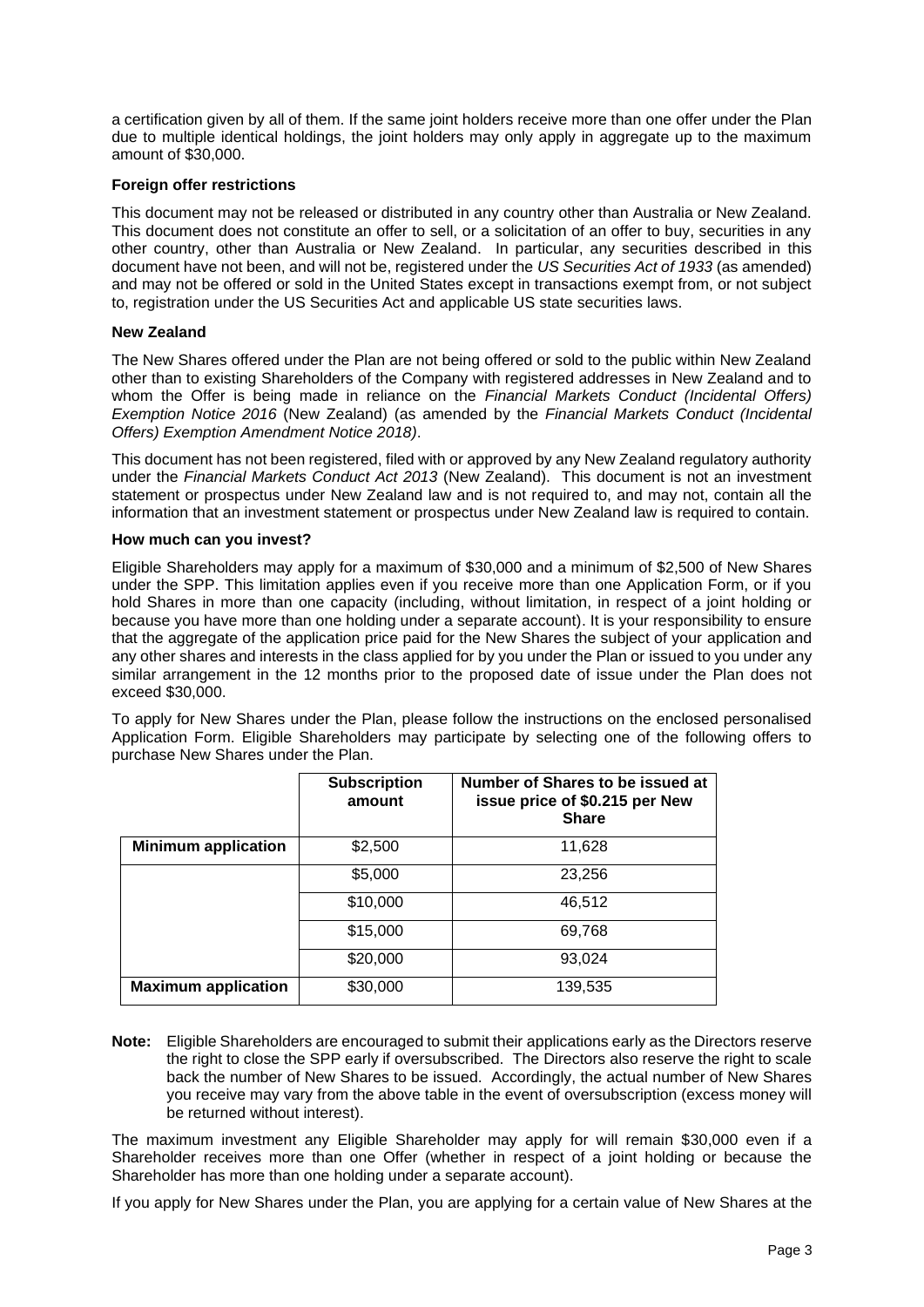a certification given by all of them. If the same joint holders receive more than one offer under the Plan due to multiple identical holdings, the joint holders may only apply in aggregate up to the maximum amount of $30,000.

**Foreign offer restrictions**

This document may not be released or distributed in any country other than Australia or New Zealand. This document does not constitute an offer to sell, or a solicitation of an offer to buy, securities in any other country, other than Australia or New Zealand. In particular, any securities described in this document have not been, and will not be, registered under the *US Securities Act of 1933* (as amended) and may not be offered or sold in the United States except in transactions exempt from, or not subject to, registration under the US Securities Act and applicable US state securities laws.

**New Zealand**

The New Shares offered under the Plan are not being offered or sold to the public within New Zealand other than to existing Shareholders of the Company with registered addresses in New Zealand and to whom the Offer is being made in reliance on the *Financial Markets Conduct (Incidental Offers) Exemption Notice 2016* (New Zealand) (as amended by the *Financial Markets Conduct (Incidental Offers) Exemption Amendment Notice 2018)*.

This document has not been registered, filed with or approved by any New Zealand regulatory authority under the *Financial Markets Conduct Act 2013* (New Zealand). This document is not an investment statement or prospectus under New Zealand law and is not required to, and may not, contain all the information that an investment statement or prospectus under New Zealand law is required to contain.

**How much can you invest?**

Eligible Shareholders may apply for a maximum of $30,000 and a minimum of $2,500 of New Shares under the SPP. This limitation applies even if you receive more than one Application Form, or if you hold Shares in more than one capacity (including, without limitation, in respect of a joint holding or because you have more than one holding under a separate account). It is your responsibility to ensure that the aggregate of the application price paid for the New Shares the subject of your application and any other shares and interests in the class applied for by you under the Plan or issued to you under any similar arrangement in the 12 months prior to the proposed date of issue under the Plan does not exceed $30,000.

To apply for New Shares under the Plan, please follow the instructions on the enclosed personalised Application Form. Eligible Shareholders may participate by selecting one of the following offers to purchase New Shares under the Plan.

| | Subscription amount | Number of Shares to be issued at issue price of $0.215 per New Share |
|---|---|---|
| **Minimum application** | $2,500 | 11,628 |
| | $5,000 | 23,256 |
| | $10,000 | 46,512 |
| | $15,000 | 69,768 |
| | $20,000 | 93,024 |
| **Maximum application** | $30,000 | 139,535 |

**Note:** Eligible Shareholders are encouraged to submit their applications early as the Directors reserve the right to close the SPP early if oversubscribed. The Directors also reserve the right to scale back the number of New Shares to be issued. Accordingly, the actual number of New Shares you receive may vary from the above table in the event of oversubscription (excess money will be returned without interest).

The maximum investment any Eligible Shareholder may apply for will remain $30,000 even if a Shareholder receives more than one Offer (whether in respect of a joint holding or because the Shareholder has more than one holding under a separate account).

If you apply for New Shares under the Plan, you are applying for a certain value of New Shares at the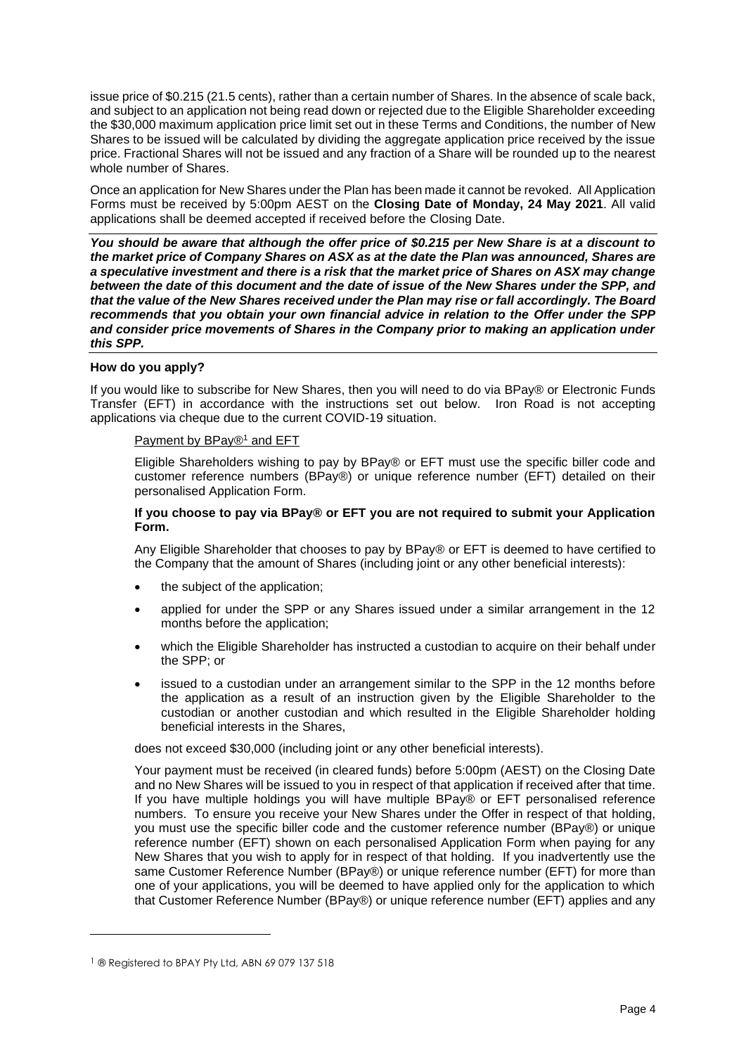issue price of $0.215 (21.5 cents), rather than a certain number of Shares. In the absence of scale back, and subject to an application not being read down or rejected due to the Eligible Shareholder exceeding the $30,000 maximum application price limit set out in these Terms and Conditions, the number of New Shares to be issued will be calculated by dividing the aggregate application price received by the issue price. Fractional Shares will not be issued and any fraction of a Share will be rounded up to the nearest whole number of Shares.

Once an application for New Shares under the Plan has been made it cannot be revoked. All Application Forms must be received by 5:00pm AEST on the **Closing Date of Monday, 24 May 2021**. All valid applications shall be deemed accepted if received before the Closing Date.

***You should be aware that although the offer price of $0.215 per New Share is at a discount to the market price of Company Shares on ASX as at the date the Plan was announced, Shares are a speculative investment and there is a risk that the market price of Shares on ASX may change between the date of this document and the date of issue of the New Shares under the SPP, and that the value of the New Shares received under the Plan may rise or fall accordingly. The Board recommends that you obtain your own financial advice in relation to the Offer under the SPP and consider price movements of Shares in the Company prior to making an application under this SPP.***

**How do you apply?**

If you would like to subscribe for New Shares, then you will need to do via BPay® or Electronic Funds Transfer (EFT) in accordance with the instructions set out below. Iron Road is not accepting applications via cheque due to the current COVID-19 situation.

Payment by BPay®[1] and EFT

Eligible Shareholders wishing to pay by BPay® or EFT must use the specific biller code and customer reference numbers (BPay®) or unique reference number (EFT) detailed on their personalised Application Form.

**If you choose to pay via BPay® or EFT you are not required to submit your Application Form.**

Any Eligible Shareholder that chooses to pay by BPay® or EFT is deemed to have certified to the Company that the amount of Shares (including joint or any other beneficial interests):

- the subject of the application;
- applied for under the SPP or any Shares issued under a similar arrangement in the 12 months before the application;
- which the Eligible Shareholder has instructed a custodian to acquire on their behalf under the SPP; or
- issued to a custodian under an arrangement similar to the SPP in the 12 months before the application as a result of an instruction given by the Eligible Shareholder to the custodian or another custodian and which resulted in the Eligible Shareholder holding beneficial interests in the Shares,

does not exceed $30,000 (including joint or any other beneficial interests).

Your payment must be received (in cleared funds) before 5:00pm (AEST) on the Closing Date and no New Shares will be issued to you in respect of that application if received after that time. If you have multiple holdings you will have multiple BPay® or EFT personalised reference numbers. To ensure you receive your New Shares under the Offer in respect of that holding, you must use the specific biller code and the customer reference number (BPay®) or unique reference number (EFT) shown on each personalised Application Form when paying for any New Shares that you wish to apply for in respect of that holding. If you inadvertently use the same Customer Reference Number (BPay®) or unique reference number (EFT) for more than one of your applications, you will be deemed to have applied only for the application to which that Customer Reference Number (BPay®) or unique reference number (EFT) applies and any

[1] ® Registered to BPAY Pty Ltd, ABN 69 079 137 518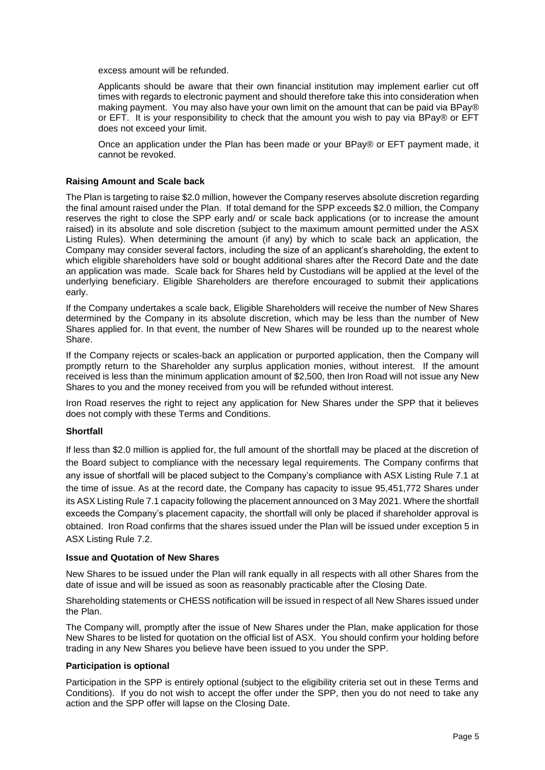excess amount will be refunded.

Applicants should be aware that their own financial institution may implement earlier cut off times with regards to electronic payment and should therefore take this into consideration when making payment. You may also have your own limit on the amount that can be paid via BPay® or EFT. It is your responsibility to check that the amount you wish to pay via BPay® or EFT does not exceed your limit.

Once an application under the Plan has been made or your BPay® or EFT payment made, it cannot be revoked.

**Raising Amount and Scale back**

The Plan is targeting to raise $2.0 million, however the Company reserves absolute discretion regarding the final amount raised under the Plan. If total demand for the SPP exceeds $2.0 million, the Company reserves the right to close the SPP early and/ or scale back applications (or to increase the amount raised) in its absolute and sole discretion (subject to the maximum amount permitted under the ASX Listing Rules). When determining the amount (if any) by which to scale back an application, the Company may consider several factors, including the size of an applicant's shareholding, the extent to which eligible shareholders have sold or bought additional shares after the Record Date and the date an application was made. Scale back for Shares held by Custodians will be applied at the level of the underlying beneficiary. Eligible Shareholders are therefore encouraged to submit their applications early.

If the Company undertakes a scale back, Eligible Shareholders will receive the number of New Shares determined by the Company in its absolute discretion, which may be less than the number of New Shares applied for. In that event, the number of New Shares will be rounded up to the nearest whole Share.

If the Company rejects or scales-back an application or purported application, then the Company will promptly return to the Shareholder any surplus application monies, without interest. If the amount received is less than the minimum application amount of $2,500, then Iron Road will not issue any New Shares to you and the money received from you will be refunded without interest.

Iron Road reserves the right to reject any application for New Shares under the SPP that it believes does not comply with these Terms and Conditions.

**Shortfall**

If less than $2.0 million is applied for, the full amount of the shortfall may be placed at the discretion of the Board subject to compliance with the necessary legal requirements. The Company confirms that any issue of shortfall will be placed subject to the Company's compliance with ASX Listing Rule 7.1 at the time of issue. As at the record date, the Company has capacity to issue 95,451,772 Shares under its ASX Listing Rule 7.1 capacity following the placement announced on 3 May 2021. Where the shortfall exceeds the Company's placement capacity, the shortfall will only be placed if shareholder approval is obtained. Iron Road confirms that the shares issued under the Plan will be issued under exception 5 in ASX Listing Rule 7.2.

**Issue and Quotation of New Shares**

New Shares to be issued under the Plan will rank equally in all respects with all other Shares from the date of issue and will be issued as soon as reasonably practicable after the Closing Date.

Shareholding statements or CHESS notification will be issued in respect of all New Shares issued under the Plan.

The Company will, promptly after the issue of New Shares under the Plan, make application for those New Shares to be listed for quotation on the official list of ASX. You should confirm your holding before trading in any New Shares you believe have been issued to you under the SPP.

**Participation is optional**

Participation in the SPP is entirely optional (subject to the eligibility criteria set out in these Terms and Conditions). If you do not wish to accept the offer under the SPP, then you do not need to take any action and the SPP offer will lapse on the Closing Date.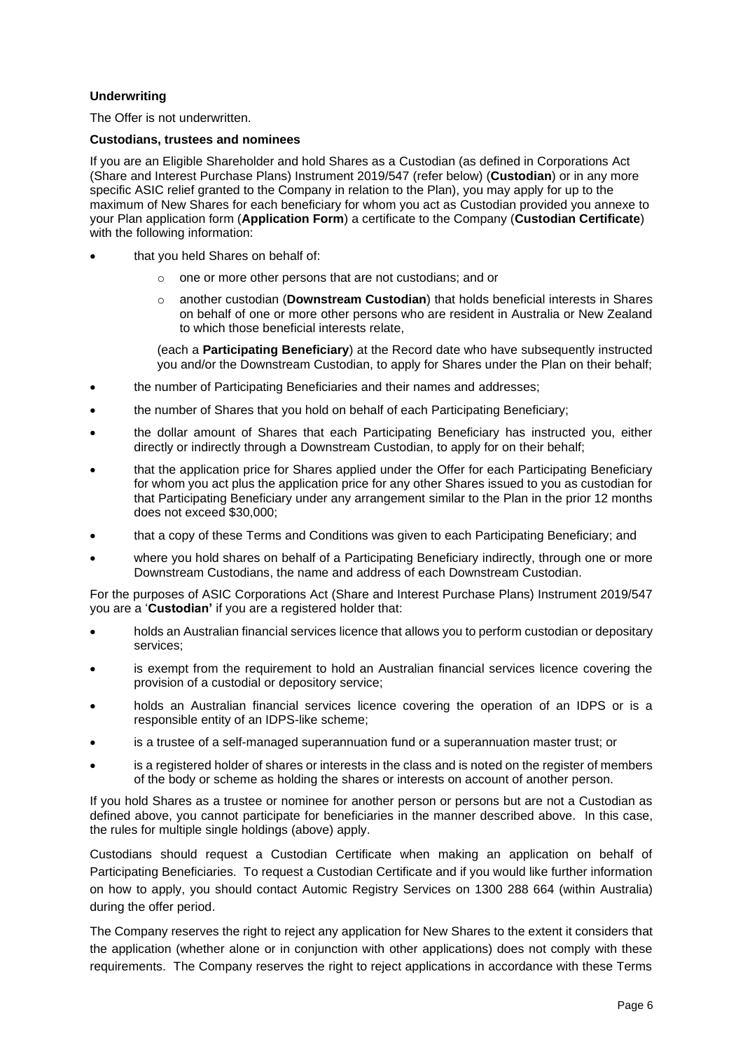**Underwriting**

The Offer is not underwritten.

**Custodians, trustees and nominees**

If you are an Eligible Shareholder and hold Shares as a Custodian (as defined in Corporations Act (Share and Interest Purchase Plans) Instrument 2019/547 (refer below) (**Custodian**) or in any more specific ASIC relief granted to the Company in relation to the Plan), you may apply for up to the maximum of New Shares for each beneficiary for whom you act as Custodian provided you annexe to your Plan application form (**Application Form**) a certificate to the Company (**Custodian Certificate**) with the following information:

- that you held Shares on behalf of:
  - one or more other persons that are not custodians; and or
  - another custodian (**Downstream Custodian**) that holds beneficial interests in Shares on behalf of one or more other persons who are resident in Australia or New Zealand to which those beneficial interests relate,

  (each a **Participating Beneficiary**) at the Record date who have subsequently instructed you and/or the Downstream Custodian, to apply for Shares under the Plan on their behalf;
- the number of Participating Beneficiaries and their names and addresses;
- the number of Shares that you hold on behalf of each Participating Beneficiary;
- the dollar amount of Shares that each Participating Beneficiary has instructed you, either directly or indirectly through a Downstream Custodian, to apply for on their behalf;
- that the application price for Shares applied under the Offer for each Participating Beneficiary for whom you act plus the application price for any other Shares issued to you as custodian for that Participating Beneficiary under any arrangement similar to the Plan in the prior 12 months does not exceed $30,000;
- that a copy of these Terms and Conditions was given to each Participating Beneficiary; and
- where you hold shares on behalf of a Participating Beneficiary indirectly, through one or more Downstream Custodians, the name and address of each Downstream Custodian.

For the purposes of ASIC Corporations Act (Share and Interest Purchase Plans) Instrument 2019/547 you are a '**Custodian'** if you are a registered holder that:

- holds an Australian financial services licence that allows you to perform custodian or depositary services;
- is exempt from the requirement to hold an Australian financial services licence covering the provision of a custodial or depository service;
- holds an Australian financial services licence covering the operation of an IDPS or is a responsible entity of an IDPS-like scheme;
- is a trustee of a self-managed superannuation fund or a superannuation master trust; or
- is a registered holder of shares or interests in the class and is noted on the register of members of the body or scheme as holding the shares or interests on account of another person.

If you hold Shares as a trustee or nominee for another person or persons but are not a Custodian as defined above, you cannot participate for beneficiaries in the manner described above. In this case, the rules for multiple single holdings (above) apply.

Custodians should request a Custodian Certificate when making an application on behalf of Participating Beneficiaries. To request a Custodian Certificate and if you would like further information on how to apply, you should contact Automic Registry Services on 1300 288 664 (within Australia) during the offer period.

The Company reserves the right to reject any application for New Shares to the extent it considers that the application (whether alone or in conjunction with other applications) does not comply with these requirements. The Company reserves the right to reject applications in accordance with these Terms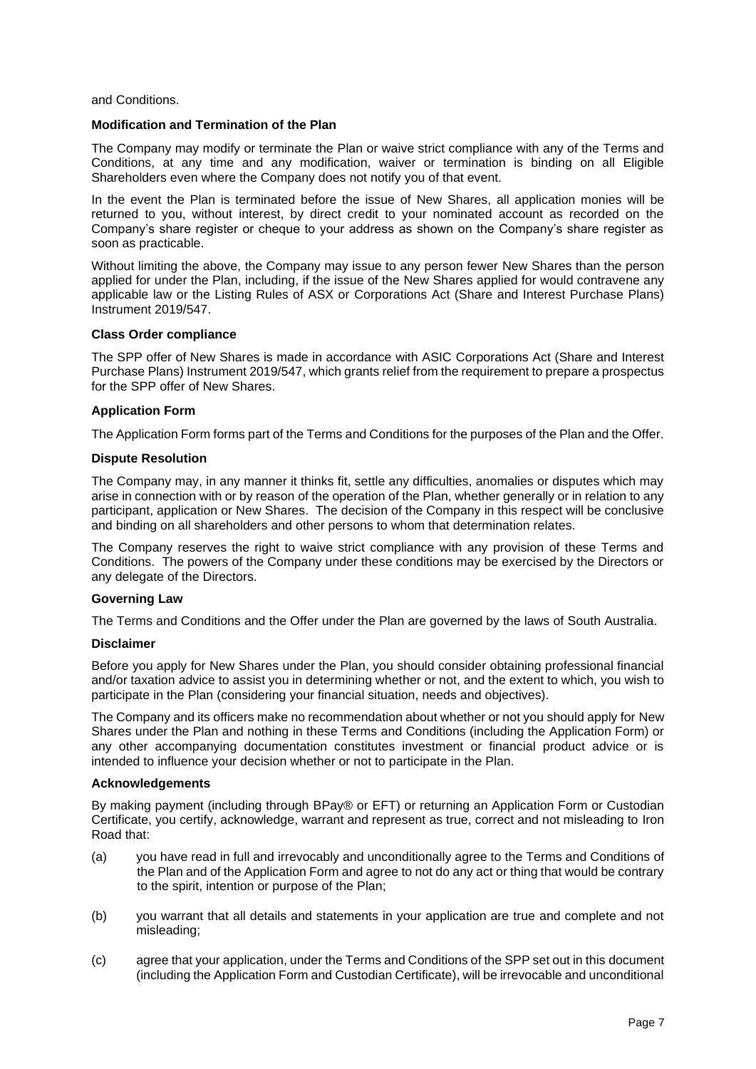and Conditions.

**Modification and Termination of the Plan**

The Company may modify or terminate the Plan or waive strict compliance with any of the Terms and Conditions, at any time and any modification, waiver or termination is binding on all Eligible Shareholders even where the Company does not notify you of that event.

In the event the Plan is terminated before the issue of New Shares, all application monies will be returned to you, without interest, by direct credit to your nominated account as recorded on the Company's share register or cheque to your address as shown on the Company's share register as soon as practicable.

Without limiting the above, the Company may issue to any person fewer New Shares than the person applied for under the Plan, including, if the issue of the New Shares applied for would contravene any applicable law or the Listing Rules of ASX or Corporations Act (Share and Interest Purchase Plans) Instrument 2019/547.

**Class Order compliance**

The SPP offer of New Shares is made in accordance with ASIC Corporations Act (Share and Interest Purchase Plans) Instrument 2019/547, which grants relief from the requirement to prepare a prospectus for the SPP offer of New Shares.

**Application Form**

The Application Form forms part of the Terms and Conditions for the purposes of the Plan and the Offer.

**Dispute Resolution**

The Company may, in any manner it thinks fit, settle any difficulties, anomalies or disputes which may arise in connection with or by reason of the operation of the Plan, whether generally or in relation to any participant, application or New Shares. The decision of the Company in this respect will be conclusive and binding on all shareholders and other persons to whom that determination relates.

The Company reserves the right to waive strict compliance with any provision of these Terms and Conditions. The powers of the Company under these conditions may be exercised by the Directors or any delegate of the Directors.

**Governing Law**

The Terms and Conditions and the Offer under the Plan are governed by the laws of South Australia.

**Disclaimer**

Before you apply for New Shares under the Plan, you should consider obtaining professional financial and/or taxation advice to assist you in determining whether or not, and the extent to which, you wish to participate in the Plan (considering your financial situation, needs and objectives).

The Company and its officers make no recommendation about whether or not you should apply for New Shares under the Plan and nothing in these Terms and Conditions (including the Application Form) or any other accompanying documentation constitutes investment or financial product advice or is intended to influence your decision whether or not to participate in the Plan.

**Acknowledgements**

By making payment (including through BPay® or EFT) or returning an Application Form or Custodian Certificate, you certify, acknowledge, warrant and represent as true, correct and not misleading to Iron Road that:

(a) you have read in full and irrevocably and unconditionally agree to the Terms and Conditions of the Plan and of the Application Form and agree to not do any act or thing that would be contrary to the spirit, intention or purpose of the Plan;

(b) you warrant that all details and statements in your application are true and complete and not misleading;

(c) agree that your application, under the Terms and Conditions of the SPP set out in this document (including the Application Form and Custodian Certificate), will be irrevocable and unconditional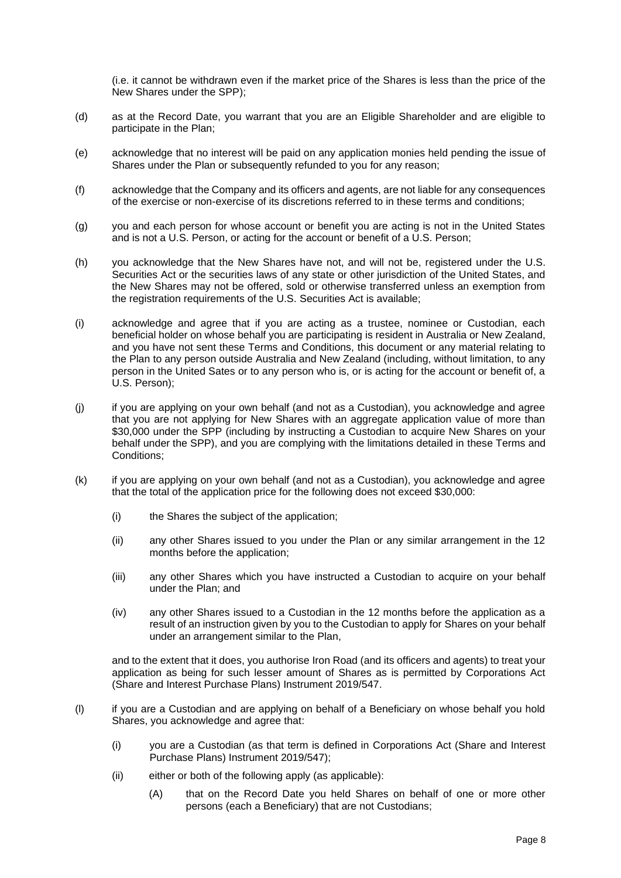(i.e. it cannot be withdrawn even if the market price of the Shares is less than the price of the New Shares under the SPP);

(d) as at the Record Date, you warrant that you are an Eligible Shareholder and are eligible to participate in the Plan;

(e) acknowledge that no interest will be paid on any application monies held pending the issue of Shares under the Plan or subsequently refunded to you for any reason;

(f) acknowledge that the Company and its officers and agents, are not liable for any consequences of the exercise or non-exercise of its discretions referred to in these terms and conditions;

(g) you and each person for whose account or benefit you are acting is not in the United States and is not a U.S. Person, or acting for the account or benefit of a U.S. Person;

(h) you acknowledge that the New Shares have not, and will not be, registered under the U.S. Securities Act or the securities laws of any state or other jurisdiction of the United States, and the New Shares may not be offered, sold or otherwise transferred unless an exemption from the registration requirements of the U.S. Securities Act is available;

(i) acknowledge and agree that if you are acting as a trustee, nominee or Custodian, each beneficial holder on whose behalf you are participating is resident in Australia or New Zealand, and you have not sent these Terms and Conditions, this document or any material relating to the Plan to any person outside Australia and New Zealand (including, without limitation, to any person in the United Sates or to any person who is, or is acting for the account or benefit of, a U.S. Person);

(j) if you are applying on your own behalf (and not as a Custodian), you acknowledge and agree that you are not applying for New Shares with an aggregate application value of more than $30,000 under the SPP (including by instructing a Custodian to acquire New Shares on your behalf under the SPP), and you are complying with the limitations detailed in these Terms and Conditions;

(k) if you are applying on your own behalf (and not as a Custodian), you acknowledge and agree that the total of the application price for the following does not exceed $30,000:

 (i) the Shares the subject of the application;

 (ii) any other Shares issued to you under the Plan or any similar arrangement in the 12 months before the application;

 (iii) any other Shares which you have instructed a Custodian to acquire on your behalf under the Plan; and

 (iv) any other Shares issued to a Custodian in the 12 months before the application as a result of an instruction given by you to the Custodian to apply for Shares on your behalf under an arrangement similar to the Plan,

 and to the extent that it does, you authorise Iron Road (and its officers and agents) to treat your application as being for such lesser amount of Shares as is permitted by Corporations Act (Share and Interest Purchase Plans) Instrument 2019/547.

(l) if you are a Custodian and are applying on behalf of a Beneficiary on whose behalf you hold Shares, you acknowledge and agree that:

 (i) you are a Custodian (as that term is defined in Corporations Act (Share and Interest Purchase Plans) Instrument 2019/547);

 (ii) either or both of the following apply (as applicable):

  (A) that on the Record Date you held Shares on behalf of one or more other persons (each a Beneficiary) that are not Custodians;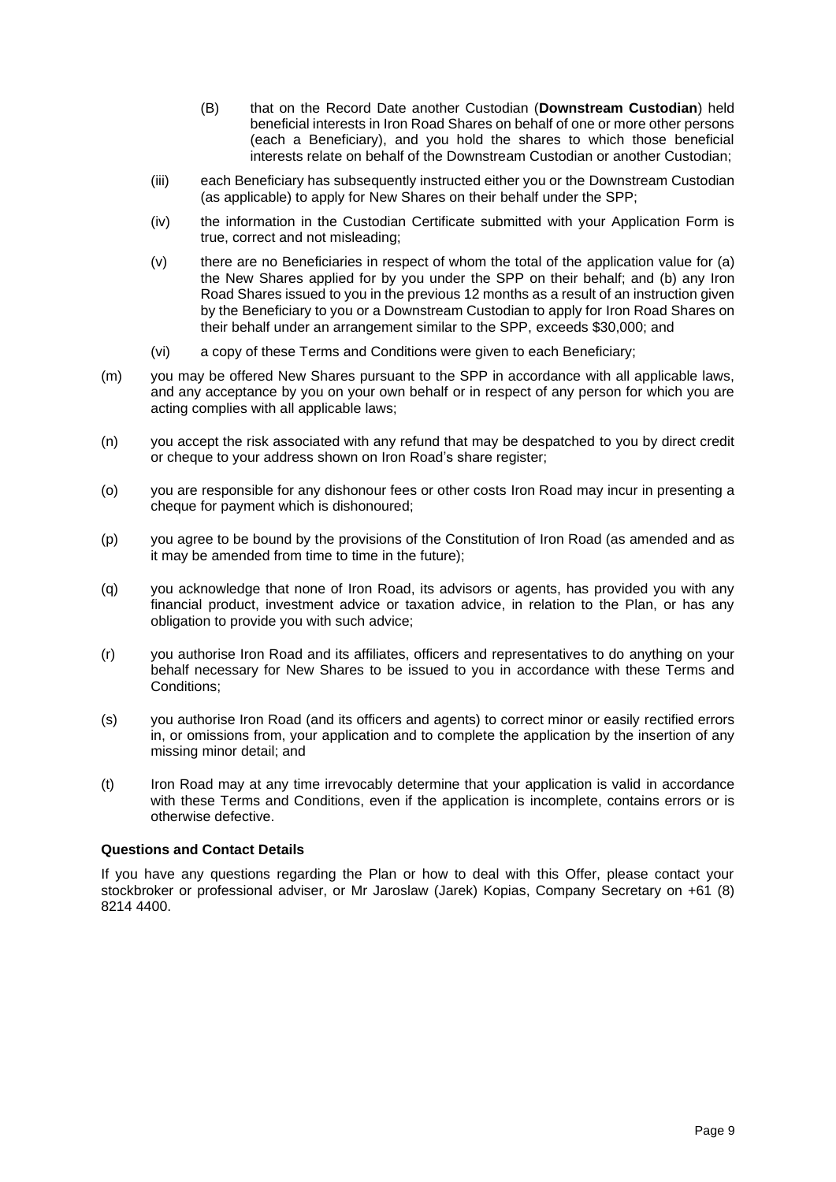(B) that on the Record Date another Custodian (**Downstream Custodian**) held beneficial interests in Iron Road Shares on behalf of one or more other persons (each a Beneficiary), and you hold the shares to which those beneficial interests relate on behalf of the Downstream Custodian or another Custodian;

(iii) each Beneficiary has subsequently instructed either you or the Downstream Custodian (as applicable) to apply for New Shares on their behalf under the SPP;

(iv) the information in the Custodian Certificate submitted with your Application Form is true, correct and not misleading;

(v) there are no Beneficiaries in respect of whom the total of the application value for (a) the New Shares applied for by you under the SPP on their behalf; and (b) any Iron Road Shares issued to you in the previous 12 months as a result of an instruction given by the Beneficiary to you or a Downstream Custodian to apply for Iron Road Shares on their behalf under an arrangement similar to the SPP, exceeds $30,000; and

(vi) a copy of these Terms and Conditions were given to each Beneficiary;

(m) you may be offered New Shares pursuant to the SPP in accordance with all applicable laws, and any acceptance by you on your own behalf or in respect of any person for which you are acting complies with all applicable laws;

(n) you accept the risk associated with any refund that may be despatched to you by direct credit or cheque to your address shown on Iron Road's share register;

(o) you are responsible for any dishonour fees or other costs Iron Road may incur in presenting a cheque for payment which is dishonoured;

(p) you agree to be bound by the provisions of the Constitution of Iron Road (as amended and as it may be amended from time to time in the future);

(q) you acknowledge that none of Iron Road, its advisors or agents, has provided you with any financial product, investment advice or taxation advice, in relation to the Plan, or has any obligation to provide you with such advice;

(r) you authorise Iron Road and its affiliates, officers and representatives to do anything on your behalf necessary for New Shares to be issued to you in accordance with these Terms and Conditions;

(s) you authorise Iron Road (and its officers and agents) to correct minor or easily rectified errors in, or omissions from, your application and to complete the application by the insertion of any missing minor detail; and

(t) Iron Road may at any time irrevocably determine that your application is valid in accordance with these Terms and Conditions, even if the application is incomplete, contains errors or is otherwise defective.

**Questions and Contact Details**

If you have any questions regarding the Plan or how to deal with this Offer, please contact your stockbroker or professional adviser, or Mr Jaroslaw (Jarek) Kopias, Company Secretary on +61 (8) 8214 4400.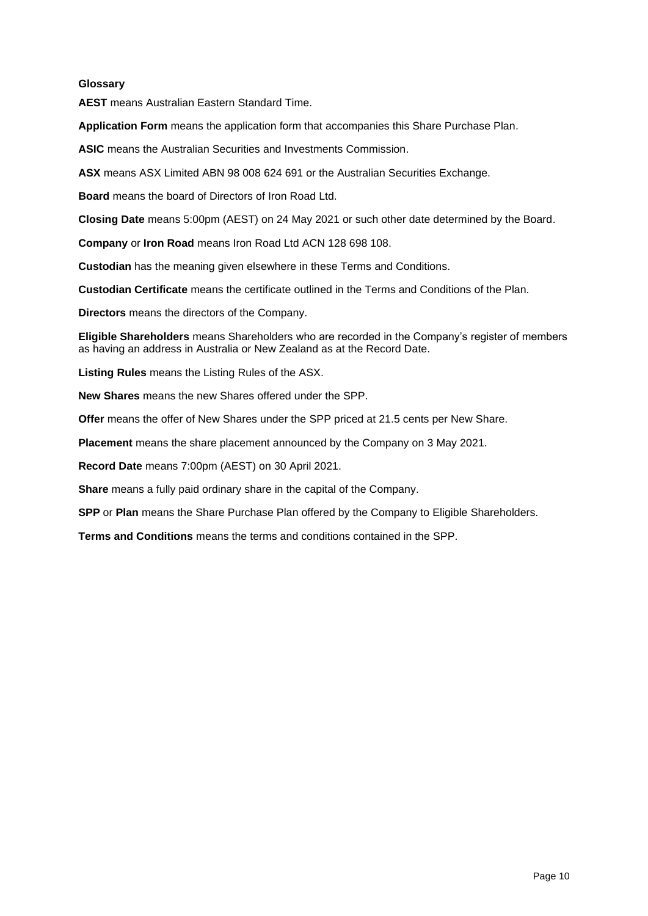**Glossary**

**AEST** means Australian Eastern Standard Time.

**Application Form** means the application form that accompanies this Share Purchase Plan.

**ASIC** means the Australian Securities and Investments Commission.

**ASX** means ASX Limited ABN 98 008 624 691 or the Australian Securities Exchange.

**Board** means the board of Directors of Iron Road Ltd.

**Closing Date** means 5:00pm (AEST) on 24 May 2021 or such other date determined by the Board.

**Company** or **Iron Road** means Iron Road Ltd ACN 128 698 108.

**Custodian** has the meaning given elsewhere in these Terms and Conditions.

**Custodian Certificate** means the certificate outlined in the Terms and Conditions of the Plan.

**Directors** means the directors of the Company.

**Eligible Shareholders** means Shareholders who are recorded in the Company's register of members as having an address in Australia or New Zealand as at the Record Date.

**Listing Rules** means the Listing Rules of the ASX.

**New Shares** means the new Shares offered under the SPP.

**Offer** means the offer of New Shares under the SPP priced at 21.5 cents per New Share.

**Placement** means the share placement announced by the Company on 3 May 2021.

**Record Date** means 7:00pm (AEST) on 30 April 2021.

**Share** means a fully paid ordinary share in the capital of the Company.

**SPP** or **Plan** means the Share Purchase Plan offered by the Company to Eligible Shareholders.

**Terms and Conditions** means the terms and conditions contained in the SPP.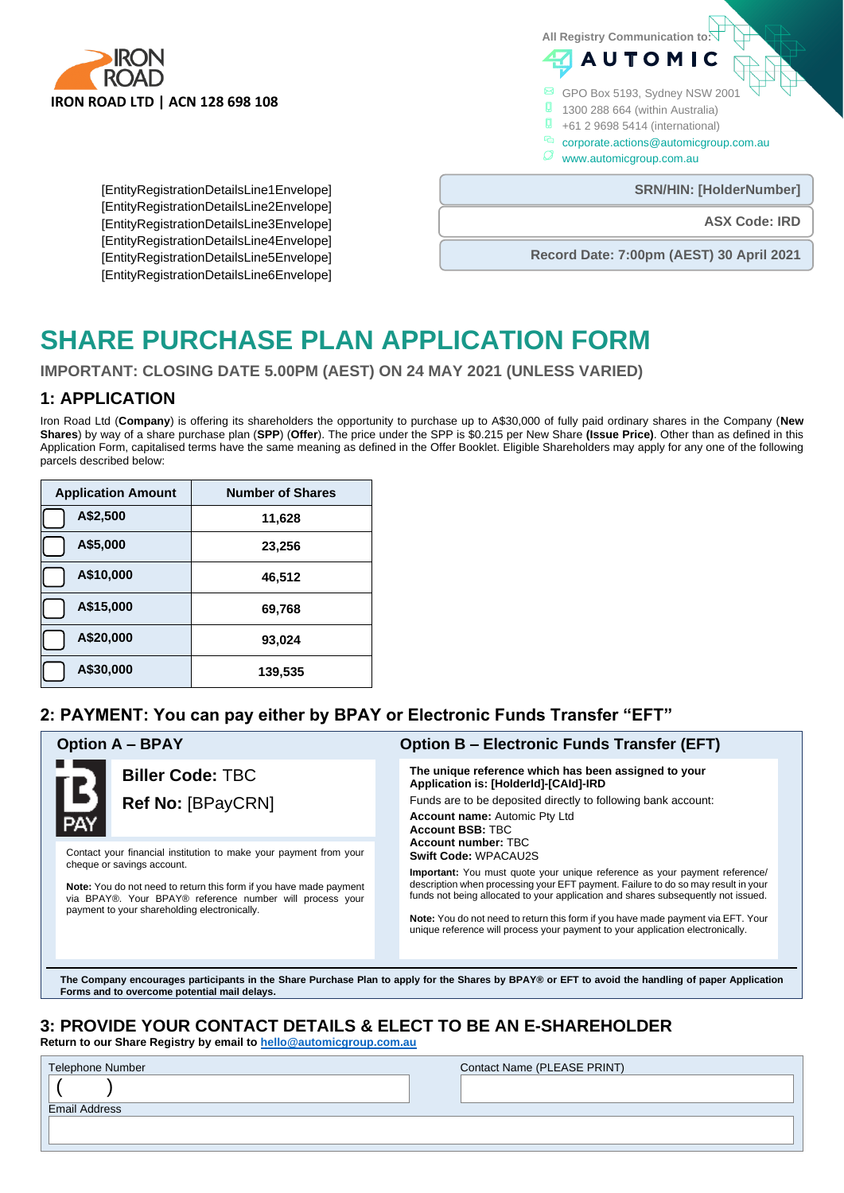IRON ROAD

**IRON ROAD LTD | ACN 128 698 108**

All Registry Communication to:

AUTOMIC

GPO Box 5193, Sydney NSW 2001
1300 288 664 (within Australia)
+61 2 9698 5414 (international)
corporate.actions@automicgroup.com.au
www.automicgroup.com.au

[EntityRegistrationDetailsLine1Envelope]
[EntityRegistrationDetailsLine2Envelope]
[EntityRegistrationDetailsLine3Envelope]
[EntityRegistrationDetailsLine4Envelope]
[EntityRegistrationDetailsLine5Envelope]
[EntityRegistrationDetailsLine6Envelope]

**SRN/HIN: [HolderNumber]**

**ASX Code: IRD**

**Record Date: 7:00pm (AEST) 30 April 2021**

# SHARE PURCHASE PLAN APPLICATION FORM

**IMPORTANT: CLOSING DATE 5.00PM (AEST) ON 24 MAY 2021 (UNLESS VARIED)**

## 1: APPLICATION

Iron Road Ltd (**Company**) is offering its shareholders the opportunity to purchase up to A$30,000 of fully paid ordinary shares in the Company (**New Shares**) by way of a share purchase plan (**SPP**) (**Offer**). The price under the SPP is $0.215 per New Share **(Issue Price)**. Other than as defined in this Application Form, capitalised terms have the same meaning as defined in the Offer Booklet. Eligible Shareholders may apply for any one of the following parcels described below:

| Application Amount | Number of Shares |
|---|---|
| ☐ A$2,500 | 11,628 |
| ☐ A$5,000 | 23,256 |
| ☐ A$10,000 | 46,512 |
| ☐ A$15,000 | 69,768 |
| ☐ A$20,000 | 93,024 |
| ☐ A$30,000 | 139,535 |

## 2: PAYMENT: You can pay either by BPAY or Electronic Funds Transfer "EFT"

### Option A – BPAY

**Biller Code:** TBC

**Ref No:** [BPayCRN]

Contact your financial institution to make your payment from your cheque or savings account.

**Note:** You do not need to return this form if you have made payment via BPAY®. Your BPAY® reference number will process your payment to your shareholding electronically.

### Option B – Electronic Funds Transfer (EFT)

**The unique reference which has been assigned to your Application is: [HolderId]-[CAId]-IRD**

Funds are to be deposited directly to following bank account:

**Account name:** Automic Pty Ltd
**Account BSB:** TBC
**Account number:** TBC
**Swift Code:** WPACAU2S

**Important:** You must quote your unique reference as your payment reference/ description when processing your EFT payment. Failure to do so may result in your funds not being allocated to your application and shares subsequently not issued.

**Note:** You do not need to return this form if you have made payment via EFT. Your unique reference will process your payment to your application electronically.

**The Company encourages participants in the Share Purchase Plan to apply for the Shares by BPAY® or EFT to avoid the handling of paper Application Forms and to overcome potential mail delays.**

## 3: PROVIDE YOUR CONTACT DETAILS & ELECT TO BE AN E-SHAREHOLDER

**Return to our Share Registry by email to hello@automicgroup.com.au**

Telephone Number ( )

Contact Name (PLEASE PRINT)

Email Address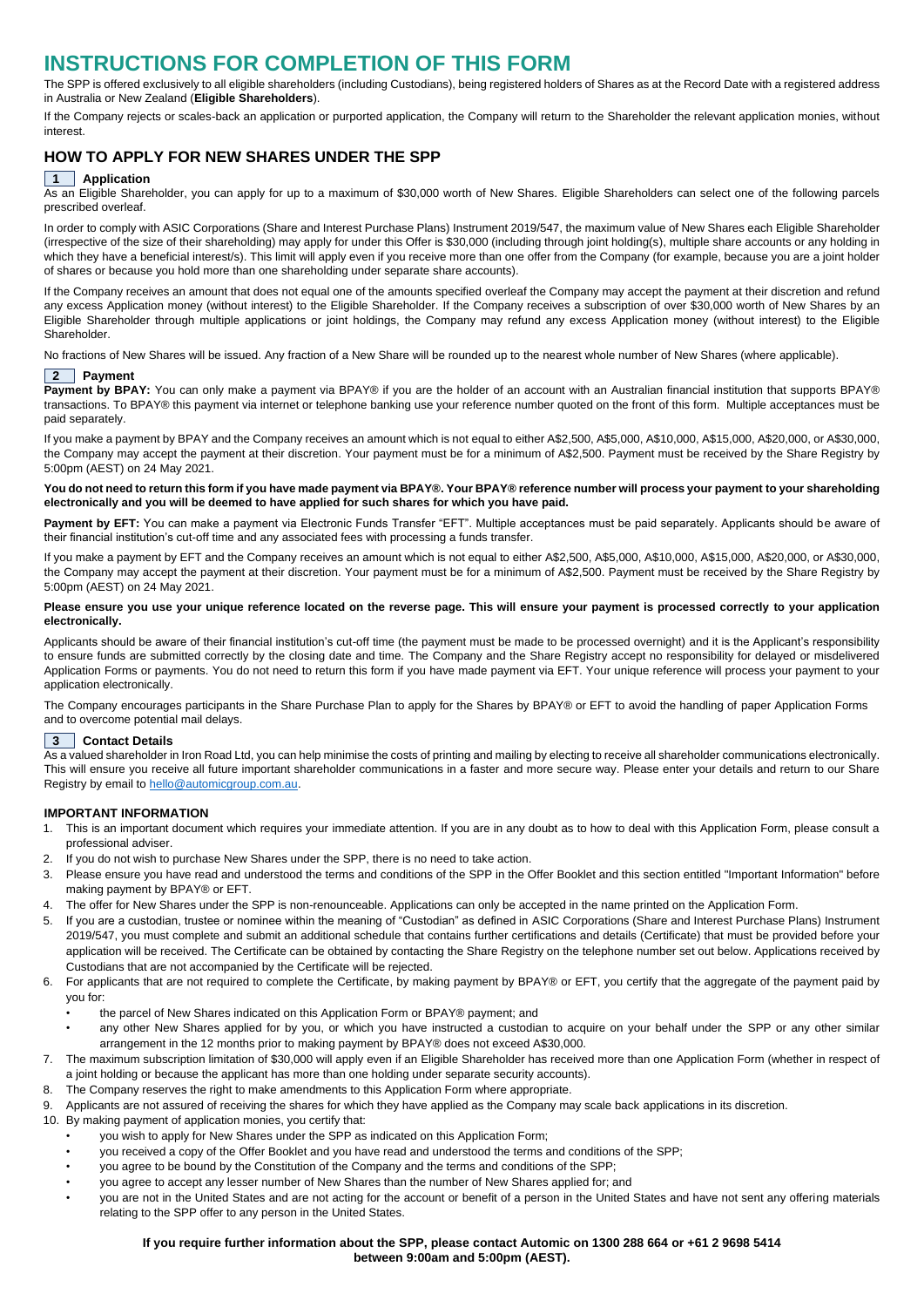# INSTRUCTIONS FOR COMPLETION OF THIS FORM

The SPP is offered exclusively to all eligible shareholders (including Custodians), being registered holders of Shares as at the Record Date with a registered address in Australia or New Zealand (**Eligible Shareholders**).

If the Company rejects or scales-back an application or purported application, the Company will return to the Shareholder the relevant application monies, without interest.

## HOW TO APPLY FOR NEW SHARES UNDER THE SPP

### 1 Application

As an Eligible Shareholder, you can apply for up to a maximum of $30,000 worth of New Shares. Eligible Shareholders can select one of the following parcels prescribed overleaf.

In order to comply with ASIC Corporations (Share and Interest Purchase Plans) Instrument 2019/547, the maximum value of New Shares each Eligible Shareholder (irrespective of the size of their shareholding) may apply for under this Offer is $30,000 (including through joint holding(s), multiple share accounts or any holding in which they have a beneficial interest/s). This limit will apply even if you receive more than one offer from the Company (for example, because you are a joint holder of shares or because you hold more than one shareholding under separate share accounts).

If the Company receives an amount that does not equal one of the amounts specified overleaf the Company may accept the payment at their discretion and refund any excess Application money (without interest) to the Eligible Shareholder. If the Company receives a subscription of over $30,000 worth of New Shares by an Eligible Shareholder through multiple applications or joint holdings, the Company may refund any excess Application money (without interest) to the Eligible Shareholder.

No fractions of New Shares will be issued. Any fraction of a New Share will be rounded up to the nearest whole number of New Shares (where applicable).

### 2 Payment

**Payment by BPAY:** You can only make a payment via BPAY® if you are the holder of an account with an Australian financial institution that supports BPAY® transactions. To BPAY® this payment via internet or telephone banking use your reference number quoted on the front of this form. Multiple acceptances must be paid separately.

If you make a payment by BPAY and the Company receives an amount which is not equal to either A$2,500, A$5,000, A$10,000, A$15,000, A$20,000, or A$30,000, the Company may accept the payment at their discretion. Your payment must be for a minimum of A$2,500. Payment must be received by the Share Registry by 5:00pm (AEST) on 24 May 2021.

**You do not need to return this form if you have made payment via BPAY®. Your BPAY® reference number will process your payment to your shareholding electronically and you will be deemed to have applied for such shares for which you have paid.**

**Payment by EFT:** You can make a payment via Electronic Funds Transfer "EFT". Multiple acceptances must be paid separately. Applicants should be aware of their financial institution's cut-off time and any associated fees with processing a funds transfer.

If you make a payment by EFT and the Company receives an amount which is not equal to either A$2,500, A$5,000, A$10,000, A$15,000, A$20,000, or A$30,000, the Company may accept the payment at their discretion. Your payment must be for a minimum of A$2,500. Payment must be received by the Share Registry by 5:00pm (AEST) on 24 May 2021.

**Please ensure you use your unique reference located on the reverse page. This will ensure your payment is processed correctly to your application electronically.**

Applicants should be aware of their financial institution's cut-off time (the payment must be made to be processed overnight) and it is the Applicant's responsibility to ensure funds are submitted correctly by the closing date and time. The Company and the Share Registry accept no responsibility for delayed or misdelivered Application Forms or payments. You do not need to return this form if you have made payment via EFT. Your unique reference will process your payment to your application electronically.

The Company encourages participants in the Share Purchase Plan to apply for the Shares by BPAY® or EFT to avoid the handling of paper Application Forms and to overcome potential mail delays.

### 3 Contact Details

As a valued shareholder in Iron Road Ltd, you can help minimise the costs of printing and mailing by electing to receive all shareholder communications electronically. This will ensure you receive all future important shareholder communications in a faster and more secure way. Please enter your details and return to our Share Registry by email to hello@automicgroup.com.au.

**IMPORTANT INFORMATION**

1. This is an important document which requires your immediate attention. If you are in any doubt as to how to deal with this Application Form, please consult a professional adviser.
2. If you do not wish to purchase New Shares under the SPP, there is no need to take action.
3. Please ensure you have read and understood the terms and conditions of the SPP in the Offer Booklet and this section entitled "Important Information" before making payment by BPAY® or EFT.
4. The offer for New Shares under the SPP is non-renounceable. Applications can only be accepted in the name printed on the Application Form.
5. If you are a custodian, trustee or nominee within the meaning of "Custodian" as defined in ASIC Corporations (Share and Interest Purchase Plans) Instrument 2019/547, you must complete and submit an additional schedule that contains further certifications and details (Certificate) that must be provided before your application will be received. The Certificate can be obtained by contacting the Share Registry on the telephone number set out below. Applications received by Custodians that are not accompanied by the Certificate will be rejected.
6. For applicants that are not required to complete the Certificate, by making payment by BPAY® or EFT, you certify that the aggregate of the payment paid by you for:
   - the parcel of New Shares indicated on this Application Form or BPAY® payment; and
   - any other New Shares applied for by you, or which you have instructed a custodian to acquire on your behalf under the SPP or any other similar arrangement in the 12 months prior to making payment by BPAY® does not exceed A$30,000.
7. The maximum subscription limitation of $30,000 will apply even if an Eligible Shareholder has received more than one Application Form (whether in respect of a joint holding or because the applicant has more than one holding under separate security accounts).
8. The Company reserves the right to make amendments to this Application Form where appropriate.
9. Applicants are not assured of receiving the shares for which they have applied as the Company may scale back applications in its discretion.
10. By making payment of application monies, you certify that:
    - you wish to apply for New Shares under the SPP as indicated on this Application Form;
    - you received a copy of the Offer Booklet and you have read and understood the terms and conditions of the SPP;
    - you agree to be bound by the Constitution of the Company and the terms and conditions of the SPP;
    - you agree to accept any lesser number of New Shares than the number of New Shares applied for; and
    - you are not in the United States and are not acting for the account or benefit of a person in the United States and have not sent any offering materials relating to the SPP offer to any person in the United States.

**If you require further information about the SPP, please contact Automic on 1300 288 664 or +61 2 9698 5414 between 9:00am and 5:00pm (AEST).**